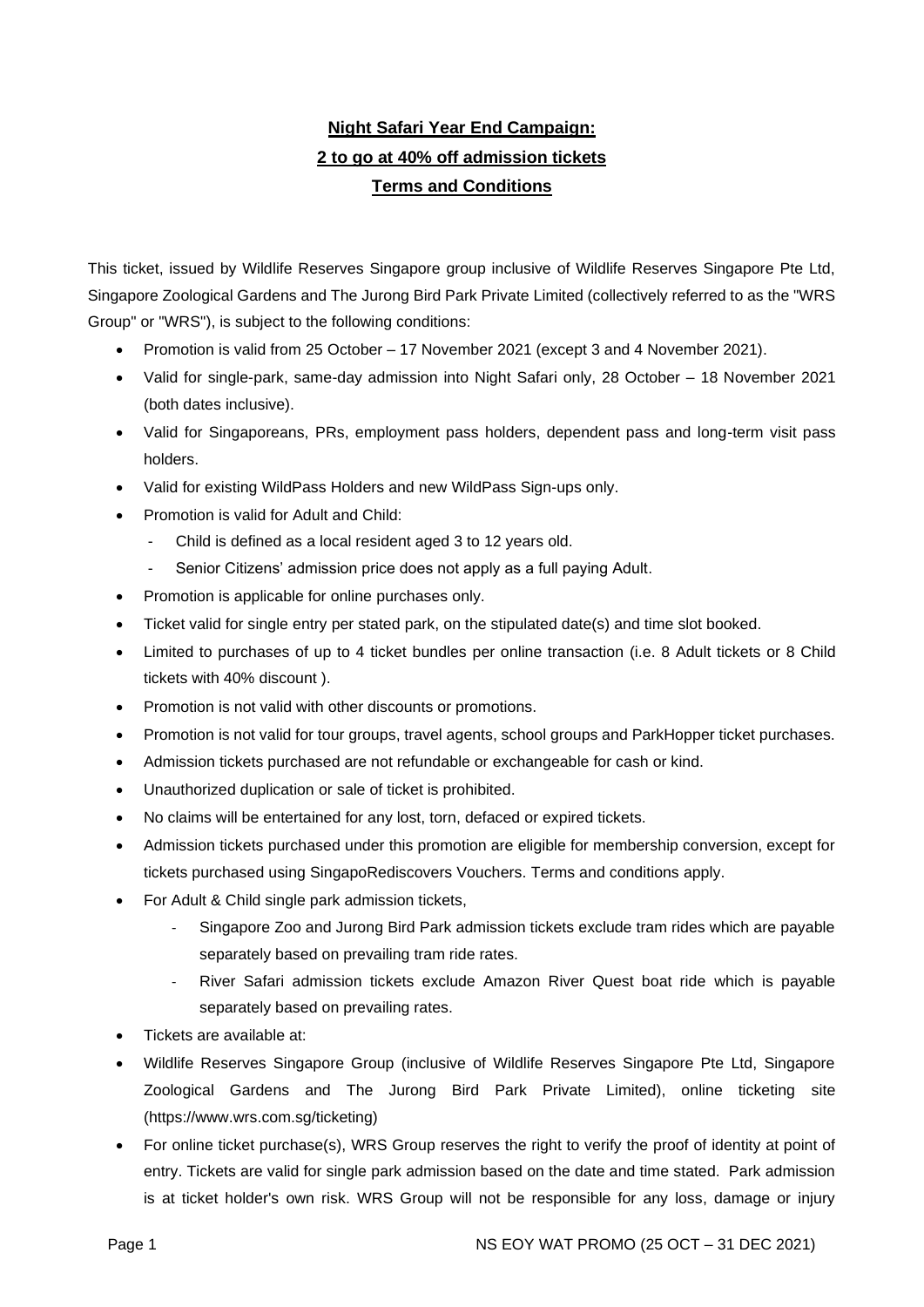**Night Safari Year End Campaign:**
**2 to go at 40% off admission tickets**
**Terms and Conditions**

This ticket, issued by Wildlife Reserves Singapore group inclusive of Wildlife Reserves Singapore Pte Ltd, Singapore Zoological Gardens and The Jurong Bird Park Private Limited (collectively referred to as the "WRS Group" or "WRS"), is subject to the following conditions:

- Promotion is valid from 25 October – 17 November 2021 (except 3 and 4 November 2021).
- Valid for single-park, same-day admission into Night Safari only, 28 October – 18 November 2021 (both dates inclusive).
- Valid for Singaporeans, PRs, employment pass holders, dependent pass and long-term visit pass holders.
- Valid for existing WildPass Holders and new WildPass Sign-ups only.
- Promotion is valid for Adult and Child:
  - Child is defined as a local resident aged 3 to 12 years old.
  - Senior Citizens' admission price does not apply as a full paying Adult.
- Promotion is applicable for online purchases only.
- Ticket valid for single entry per stated park, on the stipulated date(s) and time slot booked.
- Limited to purchases of up to 4 ticket bundles per online transaction (i.e. 8 Adult tickets or 8 Child tickets with 40% discount ).
- Promotion is not valid with other discounts or promotions.
- Promotion is not valid for tour groups, travel agents, school groups and ParkHopper ticket purchases.
- Admission tickets purchased are not refundable or exchangeable for cash or kind.
- Unauthorized duplication or sale of ticket is prohibited.
- No claims will be entertained for any lost, torn, defaced or expired tickets.
- Admission tickets purchased under this promotion are eligible for membership conversion, except for tickets purchased using SingapoRediscovers Vouchers. Terms and conditions apply.
- For Adult & Child single park admission tickets,
  - Singapore Zoo and Jurong Bird Park admission tickets exclude tram rides which are payable separately based on prevailing tram ride rates.
  - River Safari admission tickets exclude Amazon River Quest boat ride which is payable separately based on prevailing rates.
- Tickets are available at:
- Wildlife Reserves Singapore Group (inclusive of Wildlife Reserves Singapore Pte Ltd, Singapore Zoological Gardens and The Jurong Bird Park Private Limited), online ticketing site (https://www.wrs.com.sg/ticketing)
- For online ticket purchase(s), WRS Group reserves the right to verify the proof of identity at point of entry. Tickets are valid for single park admission based on the date and time stated. Park admission is at ticket holder's own risk. WRS Group will not be responsible for any loss, damage or injury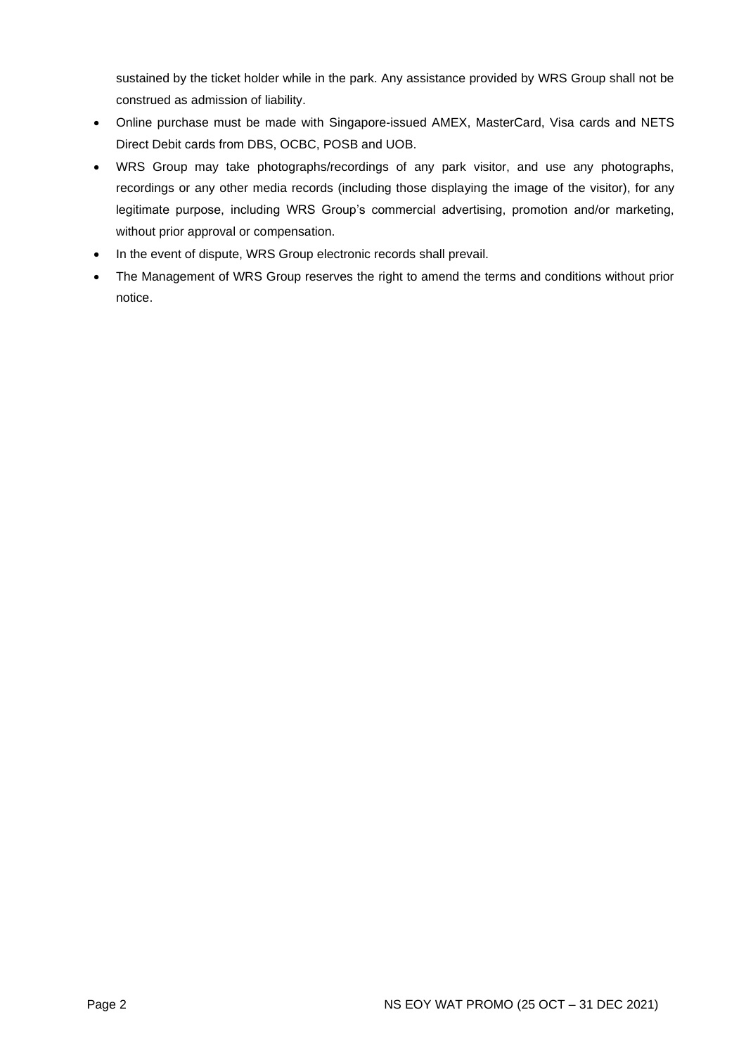sustained by the ticket holder while in the park. Any assistance provided by WRS Group shall not be construed as admission of liability.

- Online purchase must be made with Singapore-issued AMEX, MasterCard, Visa cards and NETS Direct Debit cards from DBS, OCBC, POSB and UOB.
- WRS Group may take photographs/recordings of any park visitor, and use any photographs, recordings or any other media records (including those displaying the image of the visitor), for any legitimate purpose, including WRS Group's commercial advertising, promotion and/or marketing, without prior approval or compensation.
- In the event of dispute, WRS Group electronic records shall prevail.
- The Management of WRS Group reserves the right to amend the terms and conditions without prior notice.